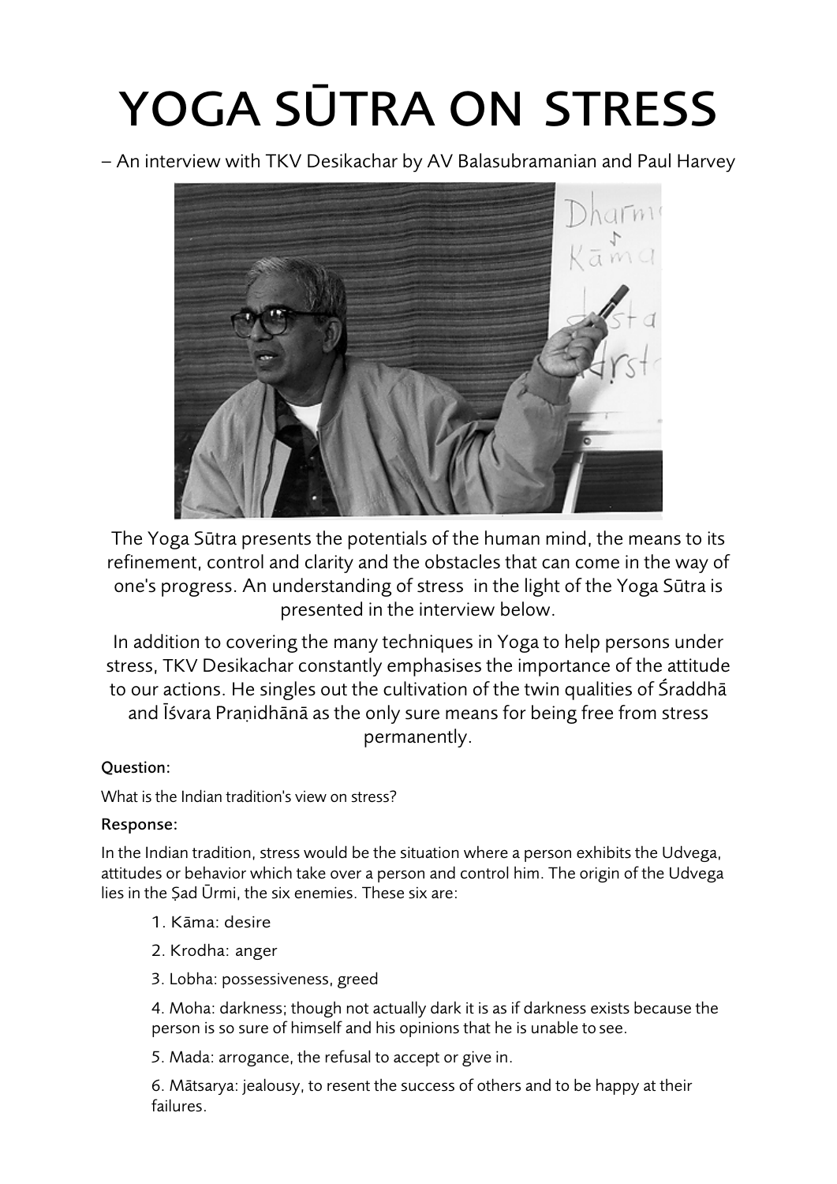# YOGA SŪTRA ON STRESS

– An interview with TKV Desikachar by AV Balasubramanian and Paul Harvey

The Yoga Sūtra presents the potentials of the human mind, the means to its refinement, control and clarity and the obstacles that can come in the way of one's progress. An understanding of stress in the light of the Yoga Sūtra is presented in the interview below.

In addition to covering the many techniques in Yoga to help persons under stress, TKV Desikachar constantly emphasises the importance of the attitude to our actions. He singles out the cultivation of the twin qualities of Śraddhā and Īśvara Praṇidhānā as the only sure means for being free from stress permanently.

**Question:**

What is the Indian tradition's view on stress?

**Response:**

In the Indian tradition, stress would be the situation where a person exhibits the Udvega, attitudes or behavior which take over a person and control him. The origin of the Udvega lies in the Ṣad Ūrmi, the six enemies. These six are:

1. Kāma: desire
2. Krodha: anger
3. Lobha: possessiveness, greed
4. Moha: darkness; though not actually dark it is as if darkness exists because the person is so sure of himself and his opinions that he is unable to see.
5. Mada: arrogance, the refusal to accept or give in.
6. Mātsarya: jealousy, to resent the success of others and to be happy at their failures.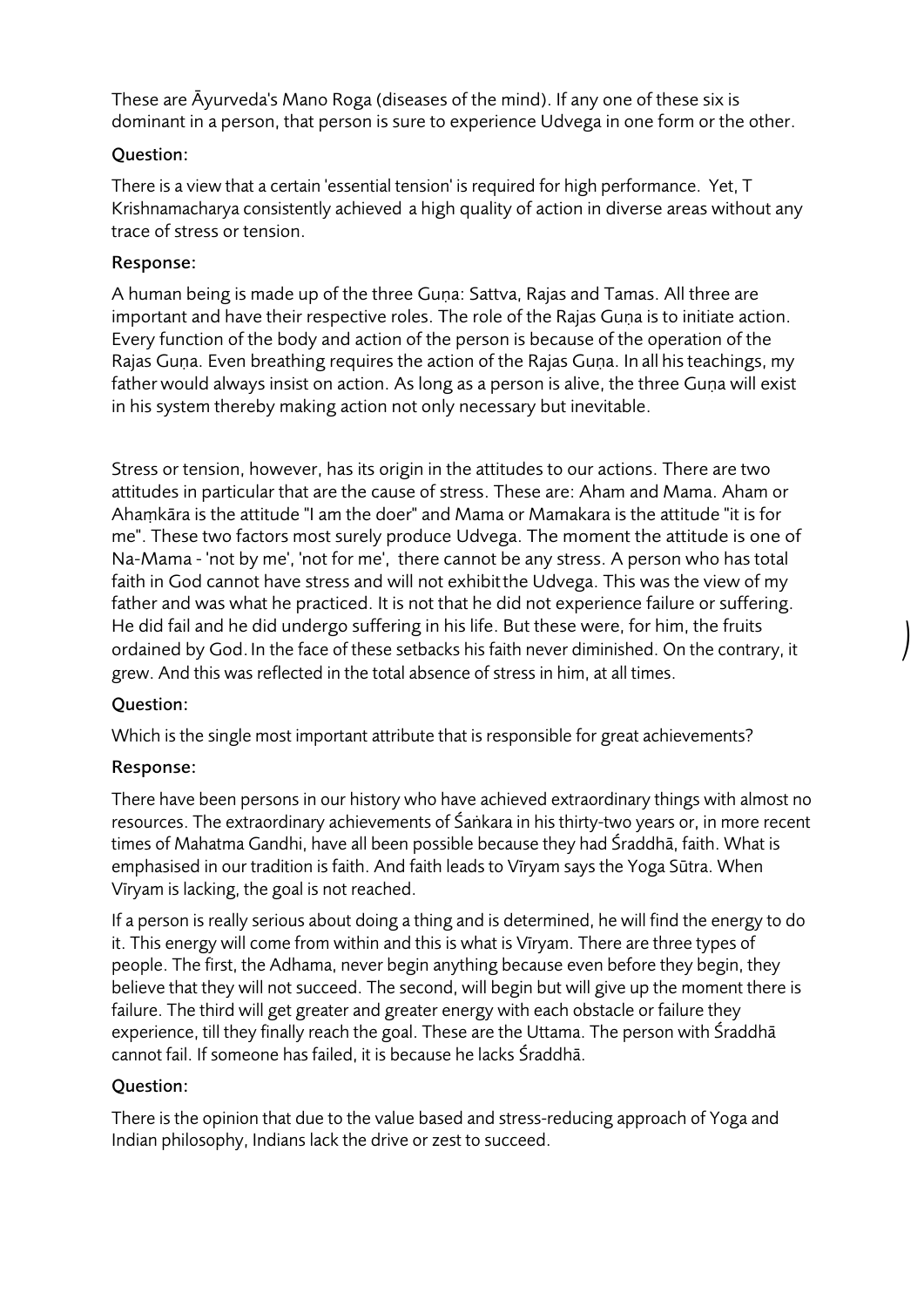These are Āyurveda's Mano Roga (diseases of the mind). If any one of these six is dominant in a person, that person is sure to experience Udvega in one form or the other.

### Question:

There is a view that a certain 'essential tension' is required for high performance. Yet, T Krishnamacharya consistently achieved a high quality of action in diverse areas without any trace of stress or tension.

### Response:

A human being is made up of the three Guṇa: Sattva, Rajas and Tamas. All three are important and have their respective roles. The role of the Rajas Guṇa is to initiate action. Every function of the body and action of the person is because of the operation of the Rajas Guṇa. Even breathing requires the action of the Rajas Guṇa. In all his teachings, my father would always insist on action. As long as a person is alive, the three Guṇa will exist in his system thereby making action not only necessary but inevitable.

Stress or tension, however, has its origin in the attitudes to our actions. There are two attitudes in particular that are the cause of stress. These are: Aham and Mama. Aham or Ahaṃkāra is the attitude "I am the doer" and Mama or Mamakara is the attitude "it is for me". These two factors most surely produce Udvega. The moment the attitude is one of Na-Mama - 'not by me', 'not for me', there cannot be any stress. A person who has total faith in God cannot have stress and will not exhibit the Udvega. This was the view of my father and was what he practiced. It is not that he did not experience failure or suffering. He did fail and he did undergo suffering in his life. But these were, for him, the fruits ordained by God. In the face of these setbacks his faith never diminished. On the contrary, it grew. And this was reflected in the total absence of stress in him, at all times.

### Question:

Which is the single most important attribute that is responsible for great achievements?

### Response:

There have been persons in our history who have achieved extraordinary things with almost no resources. The extraordinary achievements of Śaṅkara in his thirty-two years or, in more recent times of Mahatma Gandhi, have all been possible because they had Śraddhā, faith. What is emphasised in our tradition is faith. And faith leads to Vīryam says the Yoga Sūtra. When Vīryam is lacking, the goal is not reached.

If a person is really serious about doing a thing and is determined, he will find the energy to do it. This energy will come from within and this is what is Vīryam. There are three types of people. The first, the Adhama, never begin anything because even before they begin, they believe that they will not succeed. The second, will begin but will give up the moment there is failure. The third will get greater and greater energy with each obstacle or failure they experience, till they finally reach the goal. These are the Uttama. The person with Śraddhā cannot fail. If someone has failed, it is because he lacks Śraddhā.

### Question:

There is the opinion that due to the value based and stress-reducing approach of Yoga and Indian philosophy, Indians lack the drive or zest to succeed.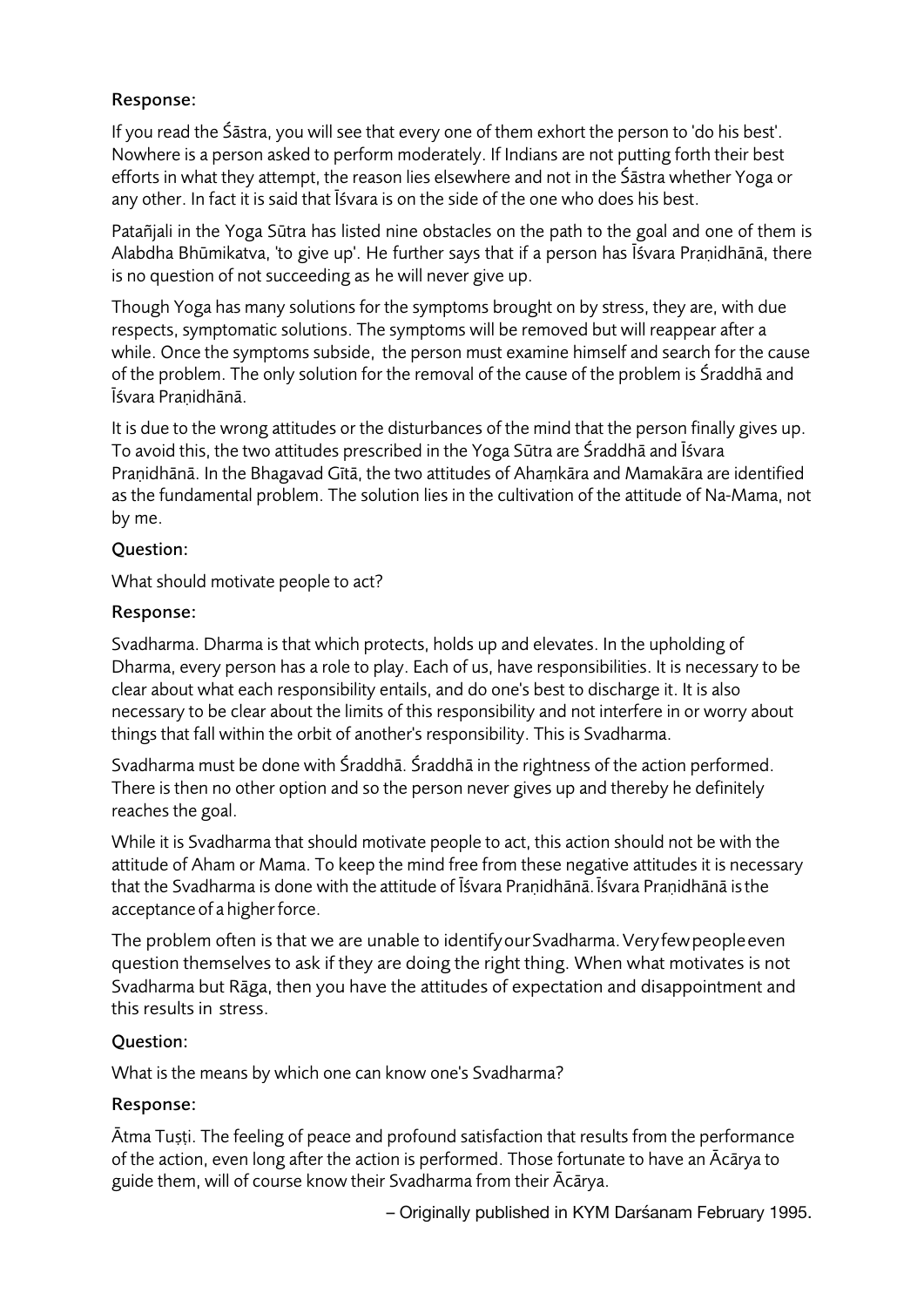**Response:**

If you read the Śāstra, you will see that every one of them exhort the person to 'do his best'. Nowhere is a person asked to perform moderately. If Indians are not putting forth their best efforts in what they attempt, the reason lies elsewhere and not in the Śāstra whether Yoga or any other. In fact it is said that Īśvara is on the side of the one who does his best.

Patañjali in the Yoga Sūtra has listed nine obstacles on the path to the goal and one of them is Alabdha Bhūmikatva, 'to give up'. He further says that if a person has Īśvara Praṇidhānā, there is no question of not succeeding as he will never give up.

Though Yoga has many solutions for the symptoms brought on by stress, they are, with due respects, symptomatic solutions. The symptoms will be removed but will reappear after a while. Once the symptoms subside, the person must examine himself and search for the cause of the problem. The only solution for the removal of the cause of the problem is Śraddhā and Īśvara Praṇidhānā.

It is due to the wrong attitudes or the disturbances of the mind that the person finally gives up. To avoid this, the two attitudes prescribed in the Yoga Sūtra are Śraddhā and Īśvara Praṇidhānā. In the Bhagavad Gītā, the two attitudes of Ahaṃkāra and Mamakāra are identified as the fundamental problem. The solution lies in the cultivation of the attitude of Na-Mama, not by me.

**Question:**

What should motivate people to act?

**Response:**

Svadharma. Dharma is that which protects, holds up and elevates. In the upholding of Dharma, every person has a role to play. Each of us, have responsibilities. It is necessary to be clear about what each responsibility entails, and do one's best to discharge it. It is also necessary to be clear about the limits of this responsibility and not interfere in or worry about things that fall within the orbit of another's responsibility. This is Svadharma.

Svadharma must be done with Śraddhā. Śraddhā in the rightness of the action performed. There is then no other option and so the person never gives up and thereby he definitely reaches the goal.

While it is Svadharma that should motivate people to act, this action should not be with the attitude of Aham or Mama. To keep the mind free from these negative attitudes it is necessary that the Svadharma is done with the attitude of Īśvara Praṇidhānā. Īśvara Praṇidhānā is the acceptance of a higher force.

The problem often is that we are unable to identify our Svadharma. Very few people even question themselves to ask if they are doing the right thing. When what motivates is not Svadharma but Rāga, then you have the attitudes of expectation and disappointment and this results in stress.

**Question:**

What is the means by which one can know one's Svadharma?

**Response:**

Ātma Tuṣṭi. The feeling of peace and profound satisfaction that results from the performance of the action, even long after the action is performed. Those fortunate to have an Ācārya to guide them, will of course know their Svadharma from their Ācārya.

– Originally published in KYM Darśanam February 1995.